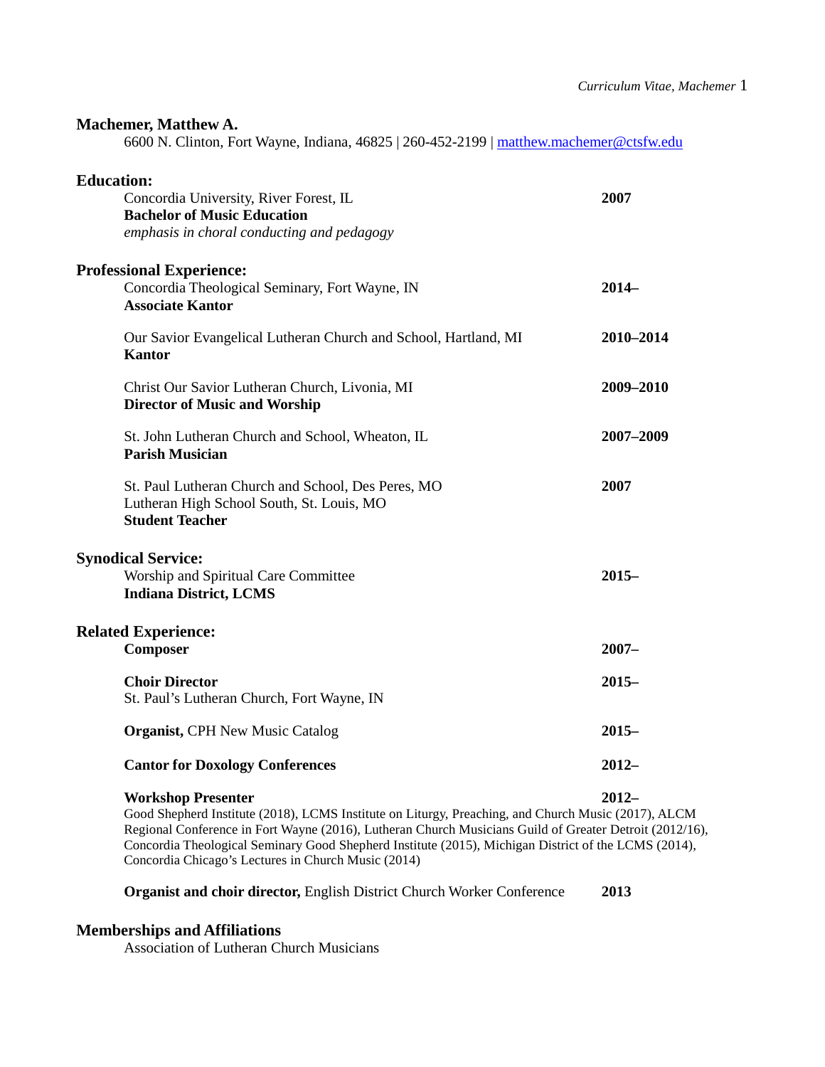# Machemer, Matthew A.

6600 N. Clinton, Fort Wayne, Indiana, 46825 | 260-452-2199 | matthew.machemer@ctsfw.edu

## Education:

Concordia University, River Forest, IL — **2007**
**Bachelor of Music Education**
*emphasis in choral conducting and pedagogy*

## Professional Experience:

Concordia Theological Seminary, Fort Wayne, IN — **2014–**
**Associate Kantor**

Our Savior Evangelical Lutheran Church and School, Hartland, MI — **2010–2014**
**Kantor**

Christ Our Savior Lutheran Church, Livonia, MI — **2009–2010**
**Director of Music and Worship**

St. John Lutheran Church and School, Wheaton, IL — **2007–2009**
**Parish Musician**

St. Paul Lutheran Church and School, Des Peres, MO — **2007**
Lutheran High School South, St. Louis, MO
**Student Teacher**

## Synodical Service:

Worship and Spiritual Care Committee — **2015–**
**Indiana District, LCMS**

## Related Experience:

**Composer** — **2007–**

**Choir Director** — **2015–**
St. Paul's Lutheran Church, Fort Wayne, IN

**Organist,** CPH New Music Catalog — **2015–**

**Cantor for Doxology Conferences** — **2012–**

**Workshop Presenter** — **2012–**
Good Shepherd Institute (2018), LCMS Institute on Liturgy, Preaching, and Church Music (2017), ALCM Regional Conference in Fort Wayne (2016), Lutheran Church Musicians Guild of Greater Detroit (2012/16), Concordia Theological Seminary Good Shepherd Institute (2015), Michigan District of the LCMS (2014), Concordia Chicago's Lectures in Church Music (2014)

**Organist and choir director,** English District Church Worker Conference — **2013**

## Memberships and Affiliations

Association of Lutheran Church Musicians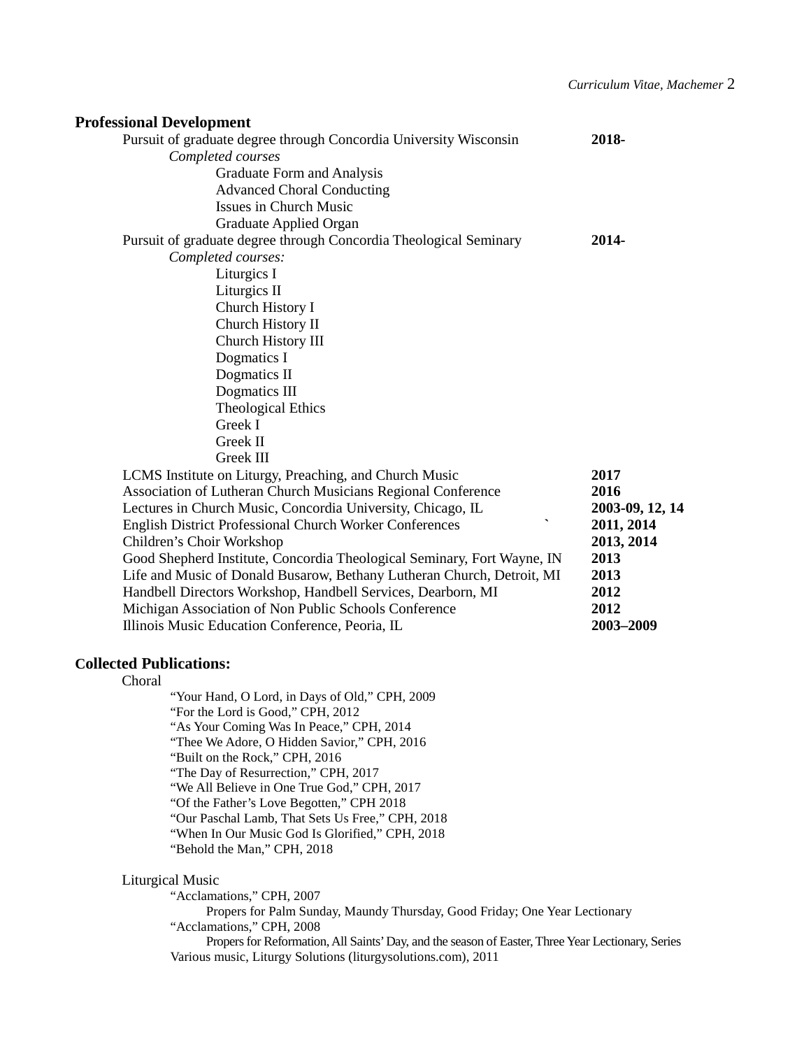## Professional Development

- Pursuit of graduate degree through Concordia University Wisconsin **2018-**
  - *Completed courses*
    - Graduate Form and Analysis
    - Advanced Choral Conducting
    - Issues in Church Music
    - Graduate Applied Organ
- Pursuit of graduate degree through Concordia Theological Seminary **2014-**
  - *Completed courses:*
    - Liturgics I
    - Liturgics II
    - Church History I
    - Church History II
    - Church History III
    - Dogmatics I
    - Dogmatics II
    - Dogmatics III
    - Theological Ethics
    - Greek I
    - Greek II
    - Greek III
- LCMS Institute on Liturgy, Preaching, and Church Music **2017**
- Association of Lutheran Church Musicians Regional Conference **2016**
- Lectures in Church Music, Concordia University, Chicago, IL **2003-09, 12, 14**
- English District Professional Church Worker Conferences ` **2011, 2014**
- Children's Choir Workshop **2013, 2014**
- Good Shepherd Institute, Concordia Theological Seminary, Fort Wayne, IN **2013**
- Life and Music of Donald Busarow, Bethany Lutheran Church, Detroit, MI **2013**
- Handbell Directors Workshop, Handbell Services, Dearborn, MI **2012**
- Michigan Association of Non Public Schools Conference **2012**
- Illinois Music Education Conference, Peoria, IL **2003–2009**

## Collected Publications:

Choral

- "Your Hand, O Lord, in Days of Old," CPH, 2009
- "For the Lord is Good," CPH, 2012
- "As Your Coming Was In Peace," CPH, 2014
- "Thee We Adore, O Hidden Savior," CPH, 2016
- "Built on the Rock," CPH, 2016
- "The Day of Resurrection," CPH, 2017
- "We All Believe in One True God," CPH, 2017
- "Of the Father's Love Begotten," CPH 2018
- "Our Paschal Lamb, That Sets Us Free," CPH, 2018
- "When In Our Music God Is Glorified," CPH, 2018
- "Behold the Man," CPH, 2018

Liturgical Music

- "Acclamations," CPH, 2007
  - Propers for Palm Sunday, Maundy Thursday, Good Friday; One Year Lectionary
- "Acclamations," CPH, 2008
  - Propers for Reformation, All Saints' Day, and the season of Easter, Three Year Lectionary, Series
- Various music, Liturgy Solutions (liturgysolutions.com), 2011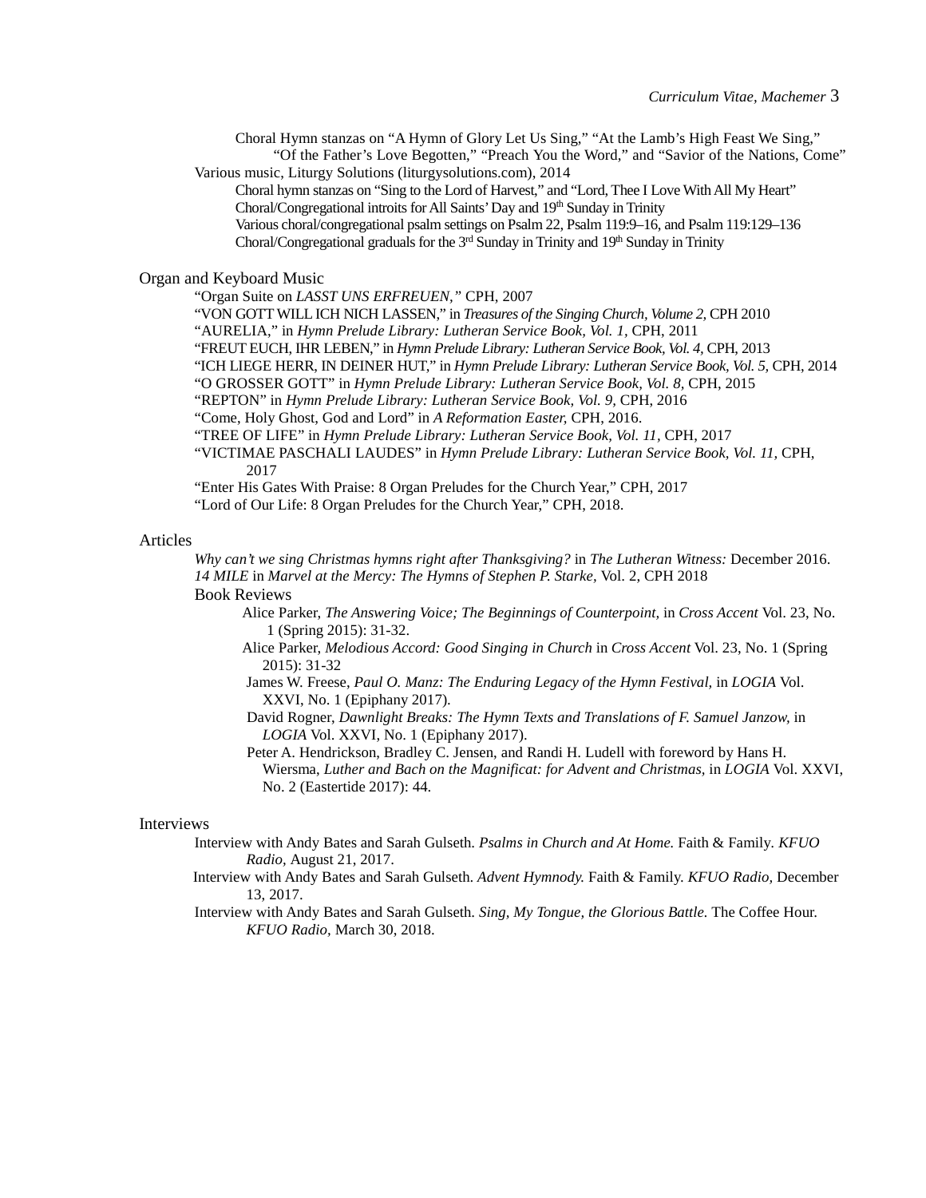Choral Hymn stanzas on “A Hymn of Glory Let Us Sing,” “At the Lamb’s High Feast We Sing,” “Of the Father’s Love Begotten,” “Preach You the Word,” and “Savior of the Nations, Come”

Various music, Liturgy Solutions (liturgysolutions.com), 2014

Choral hymn stanzas on “Sing to the Lord of Harvest,” and “Lord, Thee I Love With All My Heart”

Choral/Congregational introits for All Saints’ Day and 19th Sunday in Trinity

Various choral/congregational psalm settings on Psalm 22, Psalm 119:9–16, and Psalm 119:129–136

Choral/Congregational graduals for the 3rd Sunday in Trinity and 19th Sunday in Trinity

## Organ and Keyboard Music

“Organ Suite on *LASST UNS ERFREUEN,*” CPH, 2007

“VON GOTT WILL ICH NICH LASSEN,” in *Treasures of the Singing Church, Volume 2,* CPH 2010

“AURELIA,” in *Hymn Prelude Library: Lutheran Service Book, Vol. 1,* CPH, 2011

“FREUT EUCH, IHR LEBEN,” in *Hymn Prelude Library: Lutheran Service Book, Vol. 4,* CPH, 2013

“ICH LIEGE HERR, IN DEINER HUT,” in *Hymn Prelude Library: Lutheran Service Book, Vol. 5,* CPH, 2014

“O GROSSER GOTT” in *Hymn Prelude Library: Lutheran Service Book, Vol. 8,* CPH, 2015

“REPTON” in *Hymn Prelude Library: Lutheran Service Book, Vol. 9,* CPH, 2016

“Come, Holy Ghost, God and Lord” in *A Reformation Easter,* CPH, 2016.

“TREE OF LIFE” in *Hymn Prelude Library: Lutheran Service Book, Vol. 11,* CPH, 2017

“VICTIMAE PASCHALI LAUDES” in *Hymn Prelude Library: Lutheran Service Book, Vol. 11,* CPH, 2017

“Enter His Gates With Praise: 8 Organ Preludes for the Church Year,” CPH, 2017

“Lord of Our Life: 8 Organ Preludes for the Church Year,” CPH, 2018.

## Articles

*Why can’t we sing Christmas hymns right after Thanksgiving?* in *The Lutheran Witness:* December 2016.

*14 MILE* in *Marvel at the Mercy: The Hymns of Stephen P. Starke,* Vol. 2, CPH 2018

### Book Reviews

Alice Parker, *The Answering Voice; The Beginnings of Counterpoint,* in *Cross Accent* Vol. 23, No. 1 (Spring 2015): 31-32.

Alice Parker, *Melodious Accord: Good Singing in Church* in *Cross Accent* Vol. 23, No. 1 (Spring 2015): 31-32

James W. Freese, *Paul O. Manz: The Enduring Legacy of the Hymn Festival,* in *LOGIA* Vol. XXVI, No. 1 (Epiphany 2017).

David Rogner, *Dawnlight Breaks: The Hymn Texts and Translations of F. Samuel Janzow,* in *LOGIA* Vol. XXVI, No. 1 (Epiphany 2017).

Peter A. Hendrickson, Bradley C. Jensen, and Randi H. Ludell with foreword by Hans H. Wiersma, *Luther and Bach on the Magnificat: for Advent and Christmas,* in *LOGIA* Vol. XXVI, No. 2 (Eastertide 2017): 44.

## Interviews

Interview with Andy Bates and Sarah Gulseth. *Psalms in Church and At Home.* Faith & Family. *KFUO Radio,* August 21, 2017.

Interview with Andy Bates and Sarah Gulseth. *Advent Hymnody.* Faith & Family. *KFUO Radio,* December 13, 2017.

Interview with Andy Bates and Sarah Gulseth. *Sing, My Tongue, the Glorious Battle.* The Coffee Hour. *KFUO Radio,* March 30, 2018.